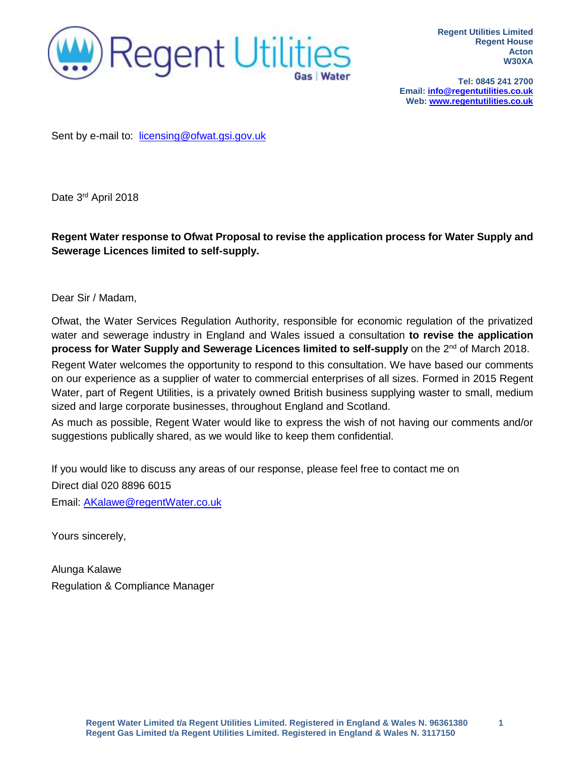Regent Utilities
Gas | Water

**Regent Utilities Limited**
**Regent House**
**Acton**
**W30XA**

**Tel: 0845 241 2700**
**Email: info@regentutilities.co.uk**
**Web: www.regentutilities.co.uk**

Sent by e-mail to: licensing@ofwat.gsi.gov.uk

Date 3rd April 2018

**Regent Water response to Ofwat Proposal to revise the application process for Water Supply and Sewerage Licences limited to self-supply.**

Dear Sir / Madam,

Ofwat, the Water Services Regulation Authority, responsible for economic regulation of the privatized water and sewerage industry in England and Wales issued a consultation **to revise the application process for Water Supply and Sewerage Licences limited to self-supply** on the 2nd of March 2018.

Regent Water welcomes the opportunity to respond to this consultation. We have based our comments on our experience as a supplier of water to commercial enterprises of all sizes. Formed in 2015 Regent Water, part of Regent Utilities, is a privately owned British business supplying waster to small, medium sized and large corporate businesses, throughout England and Scotland.

As much as possible, Regent Water would like to express the wish of not having our comments and/or suggestions publically shared, as we would like to keep them confidential.

If you would like to discuss any areas of our response, please feel free to contact me on

Direct dial 020 8896 6015

Email: AKalawe@regentWater.co.uk

Yours sincerely,

Alunga Kalawe
Regulation & Compliance Manager

Regent Water Limited t/a Regent Utilities Limited. Registered in England & Wales N. 96361380
Regent Gas Limited t/a Regent Utilities Limited. Registered in England & Wales N. 3117150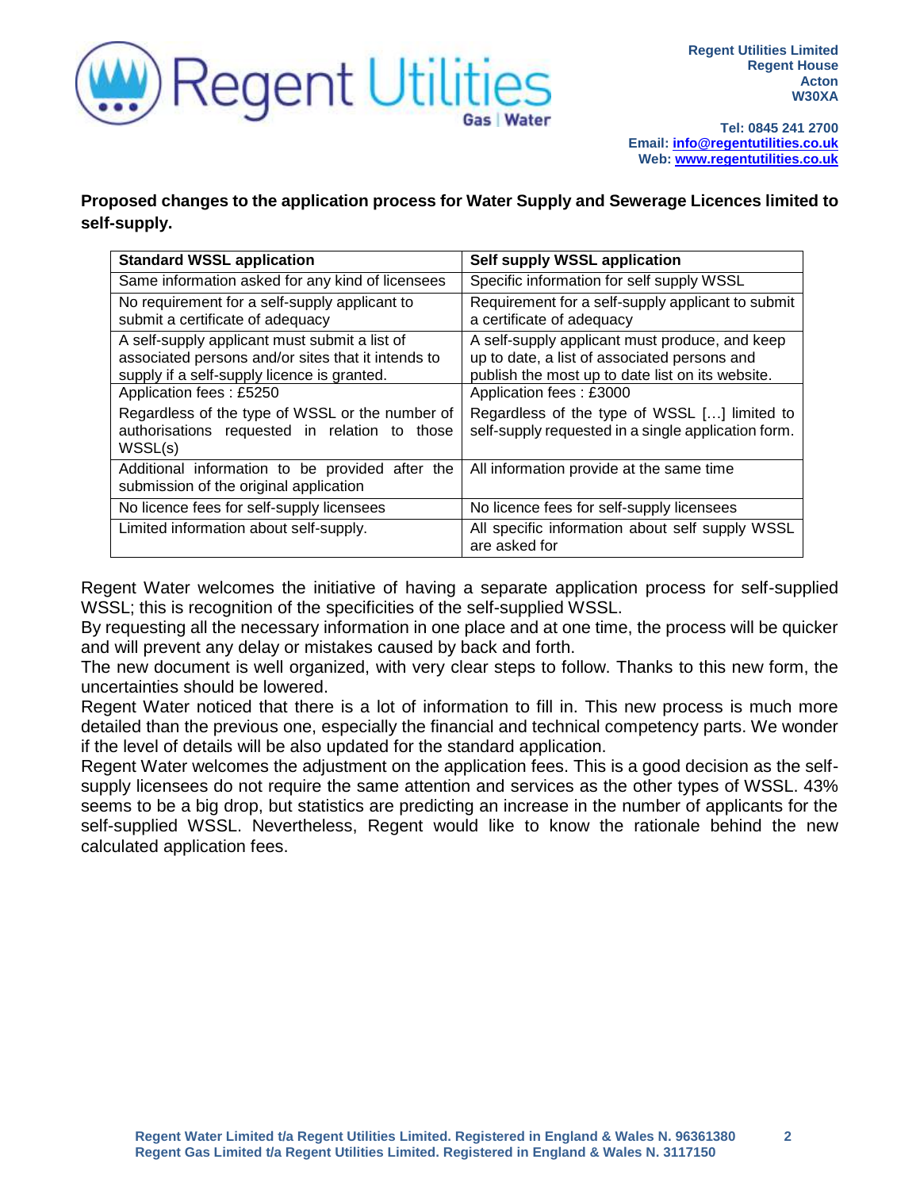Regent Utilities Limited
Regent House
Acton
W30XA

Tel: 0845 241 2700
Email: info@regentutilities.co.uk
Web: www.regentutilities.co.uk

**Proposed changes to the application process for Water Supply and Sewerage Licences limited to self-supply.**

| Standard WSSL application | Self supply WSSL application |
|---|---|
| Same information asked for any kind of licensees | Specific information for self supply WSSL |
| No requirement for a self-supply applicant to submit a certificate of adequacy | Requirement for a self-supply applicant to submit a certificate of adequacy |
| A self-supply applicant must submit a list of associated persons and/or sites that it intends to supply if a self-supply licence is granted. | A self-supply applicant must produce, and keep up to date, a list of associated persons and publish the most up to date list on its website. |
| Application fees : £5250<br>Regardless of the type of WSSL or the number of authorisations requested in relation to those WSSL(s) | Application fees : £3000<br>Regardless of the type of WSSL […] limited to self-supply requested in a single application form. |
| Additional information to be provided after the submission of the original application | All information provide at the same time |
| No licence fees for self-supply licensees | No licence fees for self-supply licensees |
| Limited information about self-supply. | All specific information about self supply WSSL are asked for |

Regent Water welcomes the initiative of having a separate application process for self-supplied WSSL; this is recognition of the specificities of the self-supplied WSSL.
By requesting all the necessary information in one place and at one time, the process will be quicker and will prevent any delay or mistakes caused by back and forth.
The new document is well organized, with very clear steps to follow. Thanks to this new form, the uncertainties should be lowered.
Regent Water noticed that there is a lot of information to fill in. This new process is much more detailed than the previous one, especially the financial and technical competency parts. We wonder if the level of details will be also updated for the standard application.
Regent Water welcomes the adjustment on the application fees. This is a good decision as the self-supply licensees do not require the same attention and services as the other types of WSSL. 43% seems to be a big drop, but statistics are predicting an increase in the number of applicants for the self-supplied WSSL. Nevertheless, Regent would like to know the rationale behind the new calculated application fees.

Regent Water Limited t/a Regent Utilities Limited. Registered in England & Wales N. 96361380
Regent Gas Limited t/a Regent Utilities Limited. Registered in England & Wales N. 3117150